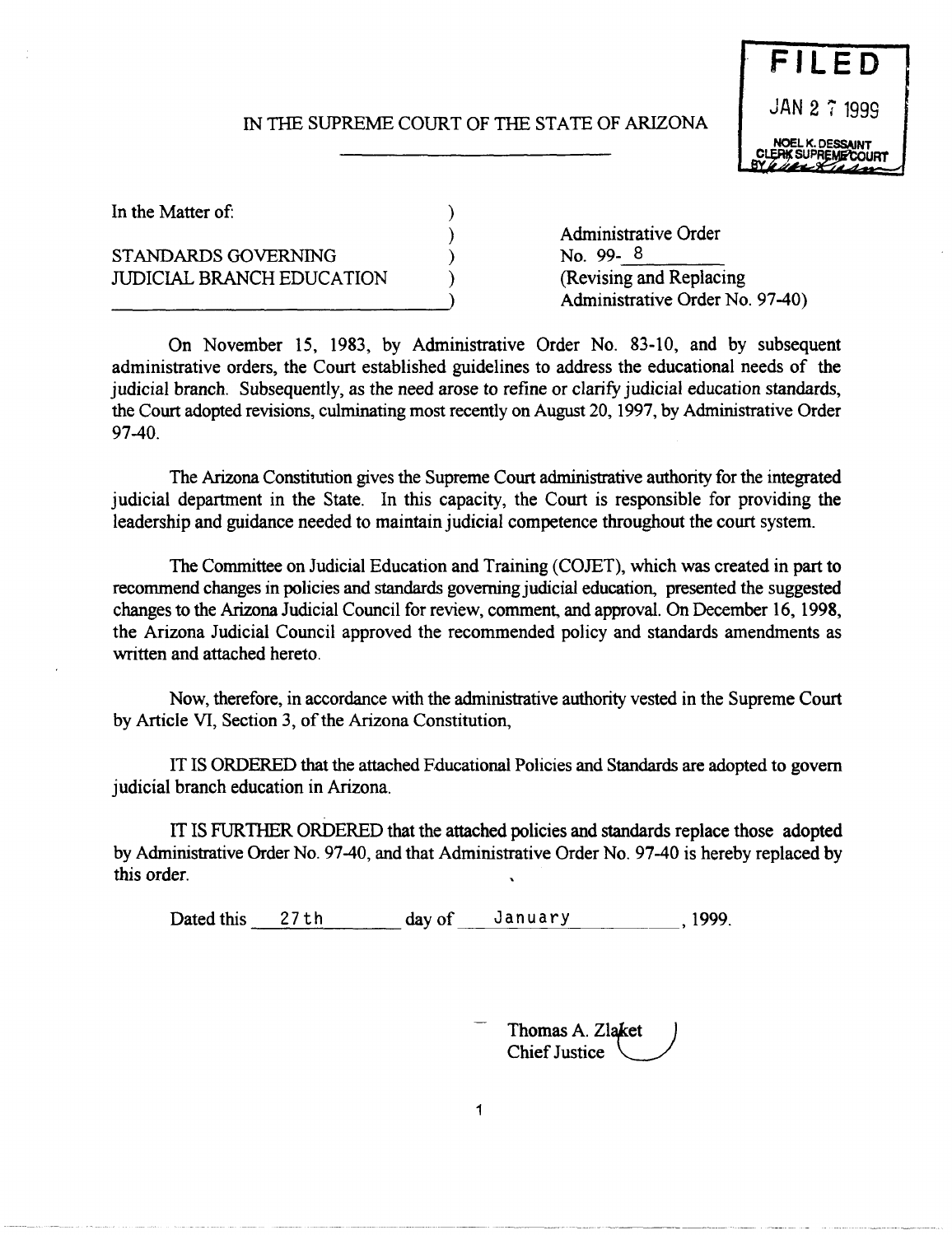IN THE SUPREME COURT OF THE STATE OF ARIZONA

**FILED**
JAN 27 1999
NOEL K. DESSAINT
CLERK SUPREME COURT

In the Matter of:

STANDARDS GOVERNING JUDICIAL BRANCH EDUCATION

Administrative Order
No. 99- 8
(Revising and Replacing Administrative Order No. 97-40)

On November 15, 1983, by Administrative Order No. 83-10, and by subsequent administrative orders, the Court established guidelines to address the educational needs of the judicial branch. Subsequently, as the need arose to refine or clarify judicial education standards, the Court adopted revisions, culminating most recently on August 20, 1997, by Administrative Order 97-40.

The Arizona Constitution gives the Supreme Court administrative authority for the integrated judicial department in the State. In this capacity, the Court is responsible for providing the leadership and guidance needed to maintain judicial competence throughout the court system.

The Committee on Judicial Education and Training (COJET), which was created in part to recommend changes in policies and standards governing judicial education, presented the suggested changes to the Arizona Judicial Council for review, comment, and approval. On December 16, 1998, the Arizona Judicial Council approved the recommended policy and standards amendments as written and attached hereto.

Now, therefore, in accordance with the administrative authority vested in the Supreme Court by Article VI, Section 3, of the Arizona Constitution,

IT IS ORDERED that the attached Educational Policies and Standards are adopted to govern judicial branch education in Arizona.

IT IS FURTHER ORDERED that the attached policies and standards replace those adopted by Administrative Order No. 97-40, and that Administrative Order No. 97-40 is hereby replaced by this order.

Dated this 27th day of January, 1999.

Thomas A. Zlaket
Chief Justice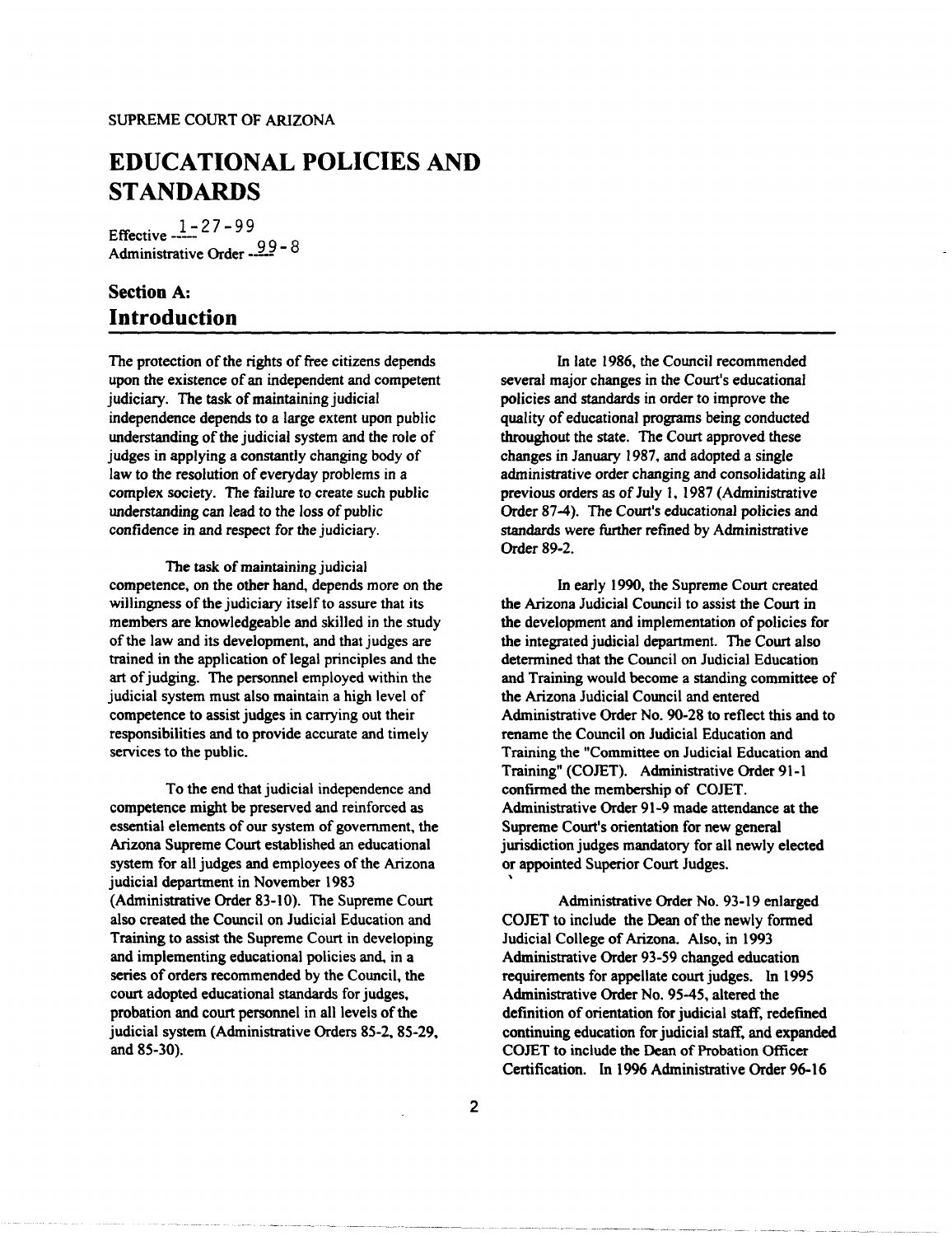SUPREME COURT OF ARIZONA

# EDUCATIONAL POLICIES AND STANDARDS

Effective 1-27-99
Administrative Order 99-8

## Section A: Introduction

The protection of the rights of free citizens depends upon the existence of an independent and competent judiciary. The task of maintaining judicial independence depends to a large extent upon public understanding of the judicial system and the role of judges in applying a constantly changing body of law to the resolution of everyday problems in a complex society. The failure to create such public understanding can lead to the loss of public confidence in and respect for the judiciary.

The task of maintaining judicial competence, on the other hand, depends more on the willingness of the judiciary itself to assure that its members are knowledgeable and skilled in the study of the law and its development, and that judges are trained in the application of legal principles and the art of judging. The personnel employed within the judicial system must also maintain a high level of competence to assist judges in carrying out their responsibilities and to provide accurate and timely services to the public.

To the end that judicial independence and competence might be preserved and reinforced as essential elements of our system of government, the Arizona Supreme Court established an educational system for all judges and employees of the Arizona judicial department in November 1983 (Administrative Order 83-10). The Supreme Court also created the Council on Judicial Education and Training to assist the Supreme Court in developing and implementing educational policies and, in a series of orders recommended by the Council, the court adopted educational standards for judges, probation and court personnel in all levels of the judicial system (Administrative Orders 85-2, 85-29, and 85-30).

In late 1986, the Council recommended several major changes in the Court's educational policies and standards in order to improve the quality of educational programs being conducted throughout the state. The Court approved these changes in January 1987, and adopted a single administrative order changing and consolidating all previous orders as of July 1, 1987 (Administrative Order 87-4). The Court's educational policies and standards were further refined by Administrative Order 89-2.

In early 1990, the Supreme Court created the Arizona Judicial Council to assist the Court in the development and implementation of policies for the integrated judicial department. The Court also determined that the Council on Judicial Education and Training would become a standing committee of the Arizona Judicial Council and entered Administrative Order No. 90-28 to reflect this and to rename the Council on Judicial Education and Training the "Committee on Judicial Education and Training" (COJET). Administrative Order 91-1 confirmed the membership of COJET. Administrative Order 91-9 made attendance at the Supreme Court's orientation for new general jurisdiction judges mandatory for all newly elected or appointed Superior Court Judges.

Administrative Order No. 93-19 enlarged COJET to include the Dean of the newly formed Judicial College of Arizona. Also, in 1993 Administrative Order 93-59 changed education requirements for appellate court judges. In 1995 Administrative Order No. 95-45, altered the definition of orientation for judicial staff, redefined continuing education for judicial staff, and expanded COJET to include the Dean of Probation Officer Certification. In 1996 Administrative Order 96-16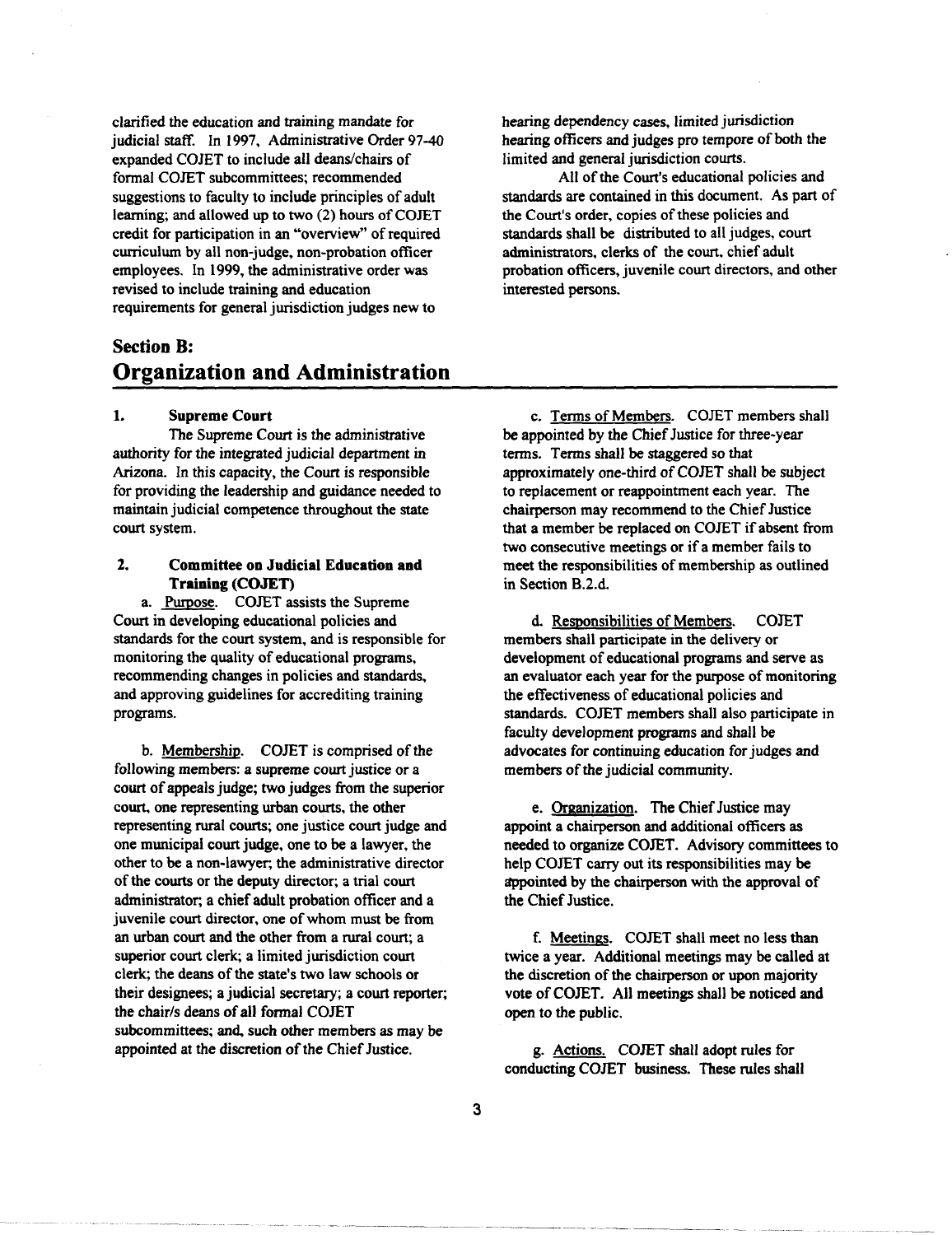clarified the education and training mandate for judicial staff. In 1997, Administrative Order 97-40 expanded COJET to include all deans/chairs of formal COJET subcommittees; recommended suggestions to faculty to include principles of adult learning; and allowed up to two (2) hours of COJET credit for participation in an "overview" of required curriculum by all non-judge, non-probation officer employees. In 1999, the administrative order was revised to include training and education requirements for general jurisdiction judges new to hearing dependency cases, limited jurisdiction hearing officers and judges pro tempore of both the limited and general jurisdiction courts.

All of the Court's educational policies and standards are contained in this document. As part of the Court's order, copies of these policies and standards shall be distributed to all judges, court administrators, clerks of the court, chief adult probation officers, juvenile court directors, and other interested persons.

## Section B: Organization and Administration

### 1. Supreme Court

The Supreme Court is the administrative authority for the integrated judicial department in Arizona. In this capacity, the Court is responsible for providing the leadership and guidance needed to maintain judicial competence throughout the state court system.

### 2. Committee on Judicial Education and Training (COJET)

a. Purpose. COJET assists the Supreme Court in developing educational policies and standards for the court system, and is responsible for monitoring the quality of educational programs, recommending changes in policies and standards, and approving guidelines for accrediting training programs.

b. Membership. COJET is comprised of the following members: a supreme court justice or a court of appeals judge; two judges from the superior court, one representing urban courts, the other representing rural courts; one justice court judge and one municipal court judge, one to be a lawyer, the other to be a non-lawyer; the administrative director of the courts or the deputy director; a trial court administrator; a chief adult probation officer and a juvenile court director, one of whom must be from an urban court and the other from a rural court; a superior court clerk; a limited jurisdiction court clerk; the deans of the state's two law schools or their designees; a judicial secretary; a court reporter; the chair/s deans of all formal COJET subcommittees; and, such other members as may be appointed at the discretion of the Chief Justice.

c. Terms of Members. COJET members shall be appointed by the Chief Justice for three-year terms. Terms shall be staggered so that approximately one-third of COJET shall be subject to replacement or reappointment each year. The chairperson may recommend to the Chief Justice that a member be replaced on COJET if absent from two consecutive meetings or if a member fails to meet the responsibilities of membership as outlined in Section B.2.d.

d. Responsibilities of Members. COJET members shall participate in the delivery or development of educational programs and serve as an evaluator each year for the purpose of monitoring the effectiveness of educational policies and standards. COJET members shall also participate in faculty development programs and shall be advocates for continuing education for judges and members of the judicial community.

e. Organization. The Chief Justice may appoint a chairperson and additional officers as needed to organize COJET. Advisory committees to help COJET carry out its responsibilities may be appointed by the chairperson with the approval of the Chief Justice.

f. Meetings. COJET shall meet no less than twice a year. Additional meetings may be called at the discretion of the chairperson or upon majority vote of COJET. All meetings shall be noticed and open to the public.

g. Actions. COJET shall adopt rules for conducting COJET business. These rules shall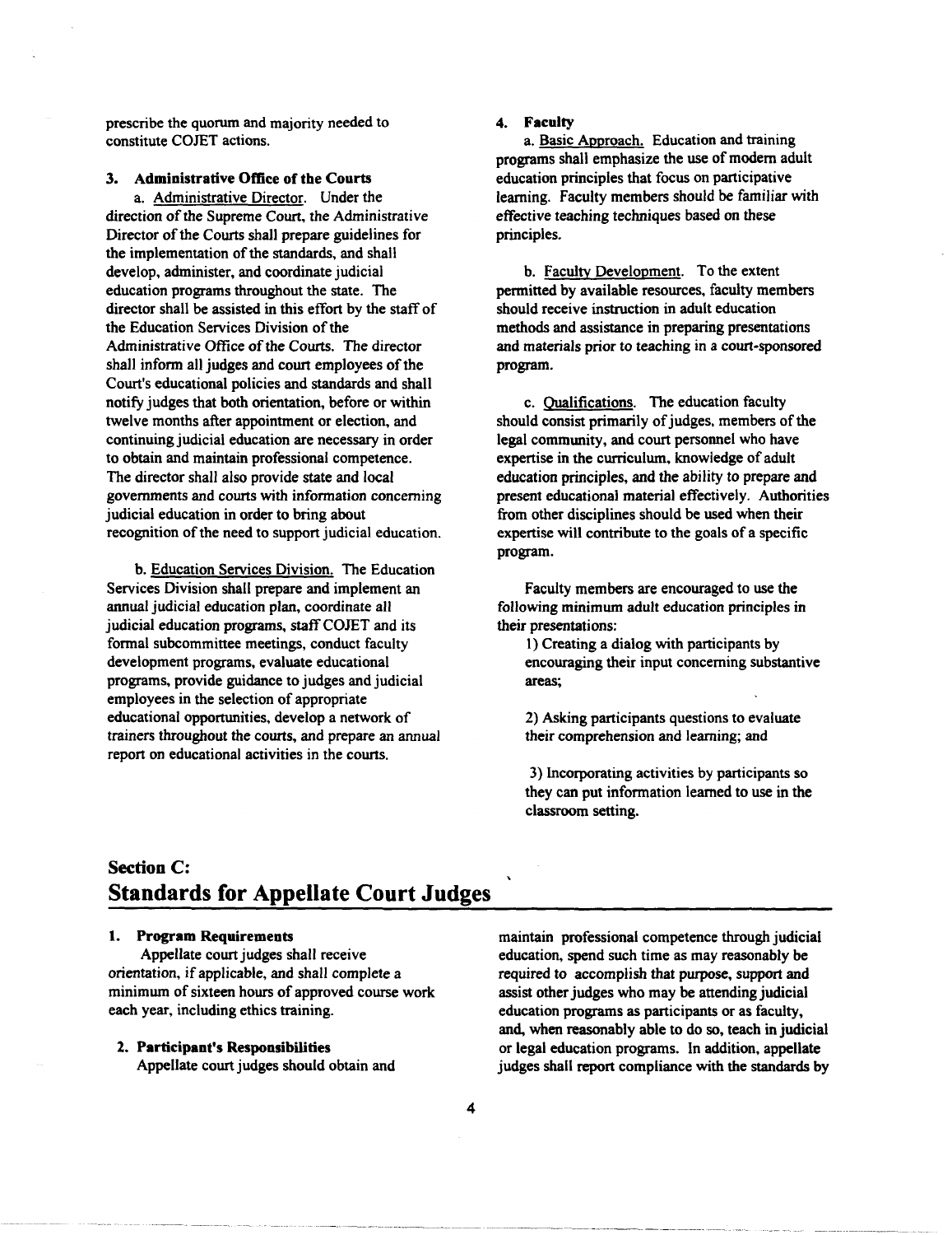prescribe the quorum and majority needed to constitute COJET actions.

### 3. Administrative Office of the Courts

a. Administrative Director. Under the direction of the Supreme Court, the Administrative Director of the Courts shall prepare guidelines for the implementation of the standards, and shall develop, administer, and coordinate judicial education programs throughout the state. The director shall be assisted in this effort by the staff of the Education Services Division of the Administrative Office of the Courts. The director shall inform all judges and court employees of the Court's educational policies and standards and shall notify judges that both orientation, before or within twelve months after appointment or election, and continuing judicial education are necessary in order to obtain and maintain professional competence. The director shall also provide state and local governments and courts with information concerning judicial education in order to bring about recognition of the need to support judicial education.

b. Education Services Division. The Education Services Division shall prepare and implement an annual judicial education plan, coordinate all judicial education programs, staff COJET and its formal subcommittee meetings, conduct faculty development programs, evaluate educational programs, provide guidance to judges and judicial employees in the selection of appropriate educational opportunities, develop a network of trainers throughout the courts, and prepare an annual report on educational activities in the courts.

### 4. Faculty

a. Basic Approach. Education and training programs shall emphasize the use of modern adult education principles that focus on participative learning. Faculty members should be familiar with effective teaching techniques based on these principles.

b. Faculty Development. To the extent permitted by available resources, faculty members should receive instruction in adult education methods and assistance in preparing presentations and materials prior to teaching in a court-sponsored program.

c. Qualifications. The education faculty should consist primarily of judges, members of the legal community, and court personnel who have expertise in the curriculum, knowledge of adult education principles, and the ability to prepare and present educational material effectively. Authorities from other disciplines should be used when their expertise will contribute to the goals of a specific program.

Faculty members are encouraged to use the following minimum adult education principles in their presentations:

1) Creating a dialog with participants by encouraging their input concerning substantive areas;

2) Asking participants questions to evaluate their comprehension and learning; and

3) Incorporating activities by participants so they can put information learned to use in the classroom setting.

## Section C: Standards for Appellate Court Judges

### 1. Program Requirements

Appellate court judges shall receive orientation, if applicable, and shall complete a minimum of sixteen hours of approved course work each year, including ethics training.

### 2. Participant's Responsibilities

Appellate court judges should obtain and maintain professional competence through judicial education, spend such time as may reasonably be required to accomplish that purpose, support and assist other judges who may be attending judicial education programs as participants or as faculty, and, when reasonably able to do so, teach in judicial or legal education programs. In addition, appellate judges shall report compliance with the standards by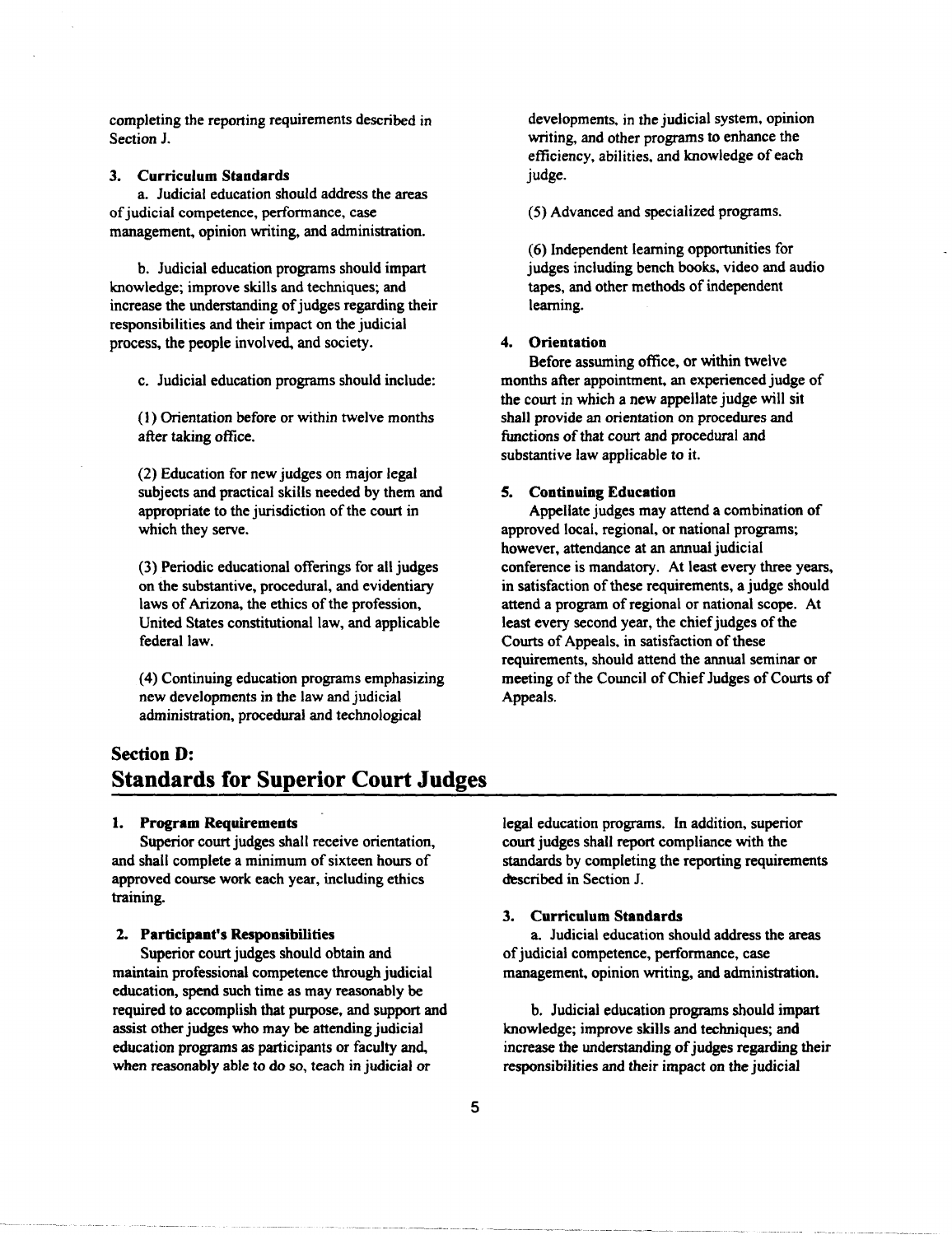completing the reporting requirements described in Section J.

**3. Curriculum Standards**

a. Judicial education should address the areas of judicial competence, performance, case management, opinion writing, and administration.

b. Judicial education programs should impart knowledge; improve skills and techniques; and increase the understanding of judges regarding their responsibilities and their impact on the judicial process, the people involved, and society.

c. Judicial education programs should include:

(1) Orientation before or within twelve months after taking office.

(2) Education for new judges on major legal subjects and practical skills needed by them and appropriate to the jurisdiction of the court in which they serve.

(3) Periodic educational offerings for all judges on the substantive, procedural, and evidentiary laws of Arizona, the ethics of the profession, United States constitutional law, and applicable federal law.

(4) Continuing education programs emphasizing new developments in the law and judicial administration, procedural and technological developments, in the judicial system, opinion writing, and other programs to enhance the efficiency, abilities, and knowledge of each judge.

(5) Advanced and specialized programs.

(6) Independent learning opportunities for judges including bench books, video and audio tapes, and other methods of independent learning.

**4. Orientation**

Before assuming office, or within twelve months after appointment, an experienced judge of the court in which a new appellate judge will sit shall provide an orientation on procedures and functions of that court and procedural and substantive law applicable to it.

**5. Continuing Education**

Appellate judges may attend a combination of approved local, regional, or national programs; however, attendance at an annual judicial conference is mandatory. At least every three years, in satisfaction of these requirements, a judge should attend a program of regional or national scope. At least every second year, the chief judges of the Courts of Appeals, in satisfaction of these requirements, should attend the annual seminar or meeting of the Council of Chief Judges of Courts of Appeals.

## Section D: Standards for Superior Court Judges

**1. Program Requirements**

Superior court judges shall receive orientation, and shall complete a minimum of sixteen hours of approved course work each year, including ethics training.

**2. Participant's Responsibilities**

Superior court judges should obtain and maintain professional competence through judicial education, spend such time as may reasonably be required to accomplish that purpose, and support and assist other judges who may be attending judicial education programs as participants or faculty and, when reasonably able to do so, teach in judicial or legal education programs. In addition, superior court judges shall report compliance with the standards by completing the reporting requirements described in Section J.

**3. Curriculum Standards**

a. Judicial education should address the areas of judicial competence, performance, case management, opinion writing, and administration.

b. Judicial education programs should impart knowledge; improve skills and techniques; and increase the understanding of judges regarding their responsibilities and their impact on the judicial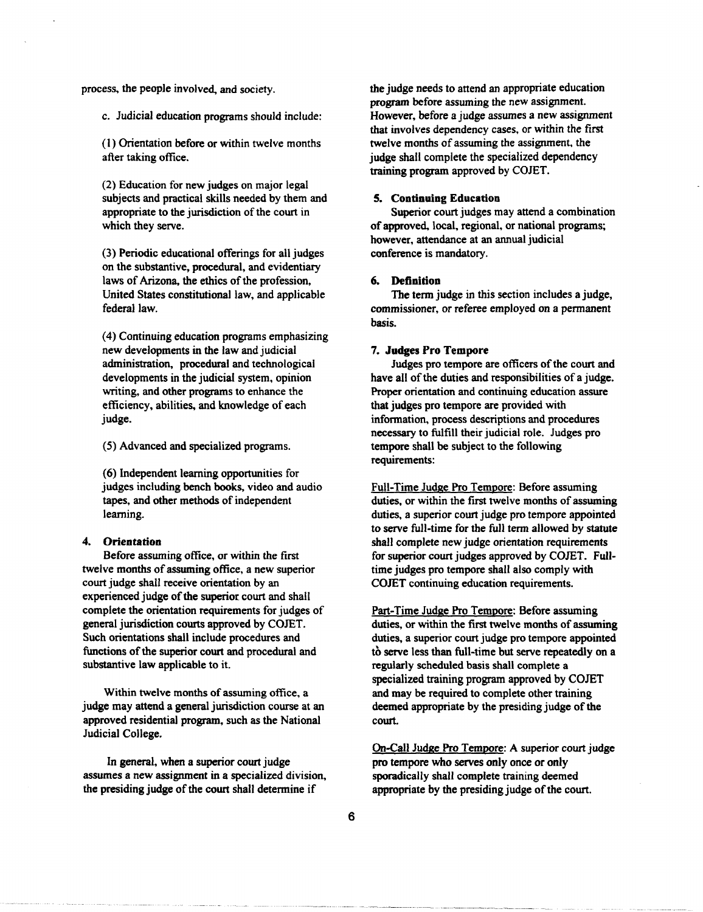process, the people involved, and society.

c. Judicial education programs should include:

(1) Orientation before or within twelve months after taking office.

(2) Education for new judges on major legal subjects and practical skills needed by them and appropriate to the jurisdiction of the court in which they serve.

(3) Periodic educational offerings for all judges on the substantive, procedural, and evidentiary laws of Arizona, the ethics of the profession, United States constitutional law, and applicable federal law.

(4) Continuing education programs emphasizing new developments in the law and judicial administration, procedural and technological developments in the judicial system, opinion writing, and other programs to enhance the efficiency, abilities, and knowledge of each judge.

(5) Advanced and specialized programs.

(6) Independent learning opportunities for judges including bench books, video and audio tapes, and other methods of independent learning.

#### 4. Orientation

Before assuming office, or within the first twelve months of assuming office, a new superior court judge shall receive orientation by an experienced judge of the superior court and shall complete the orientation requirements for judges of general jurisdiction courts approved by COJET. Such orientations shall include procedures and functions of the superior court and procedural and substantive law applicable to it.

Within twelve months of assuming office, a judge may attend a general jurisdiction course at an approved residential program, such as the National Judicial College.

In general, when a superior court judge assumes a new assignment in a specialized division, the presiding judge of the court shall determine if the judge needs to attend an appropriate education program before assuming the new assignment. However, before a judge assumes a new assignment that involves dependency cases, or within the first twelve months of assuming the assignment, the judge shall complete the specialized dependency training program approved by COJET.

#### 5. Continuing Education

Superior court judges may attend a combination of approved, local, regional, or national programs; however, attendance at an annual judicial conference is mandatory.

#### 6. Definition

The term judge in this section includes a judge, commissioner, or referee employed on a permanent basis.

#### 7. Judges Pro Tempore

Judges pro tempore are officers of the court and have all of the duties and responsibilities of a judge. Proper orientation and continuing education assure that judges pro tempore are provided with information, process descriptions and procedures necessary to fulfill their judicial role. Judges pro tempore shall be subject to the following requirements:

Full-Time Judge Pro Tempore: Before assuming duties, or within the first twelve months of assuming duties, a superior court judge pro tempore appointed to serve full-time for the full term allowed by statute shall complete new judge orientation requirements for superior court judges approved by COJET. Full-time judges pro tempore shall also comply with COJET continuing education requirements.

Part-Time Judge Pro Tempore: Before assuming duties, or within the first twelve months of assuming duties, a superior court judge pro tempore appointed to serve less than full-time but serve repeatedly on a regularly scheduled basis shall complete a specialized training program approved by COJET and may be required to complete other training deemed appropriate by the presiding judge of the court.

On-Call Judge Pro Tempore: A superior court judge pro tempore who serves only once or only sporadically shall complete training deemed appropriate by the presiding judge of the court.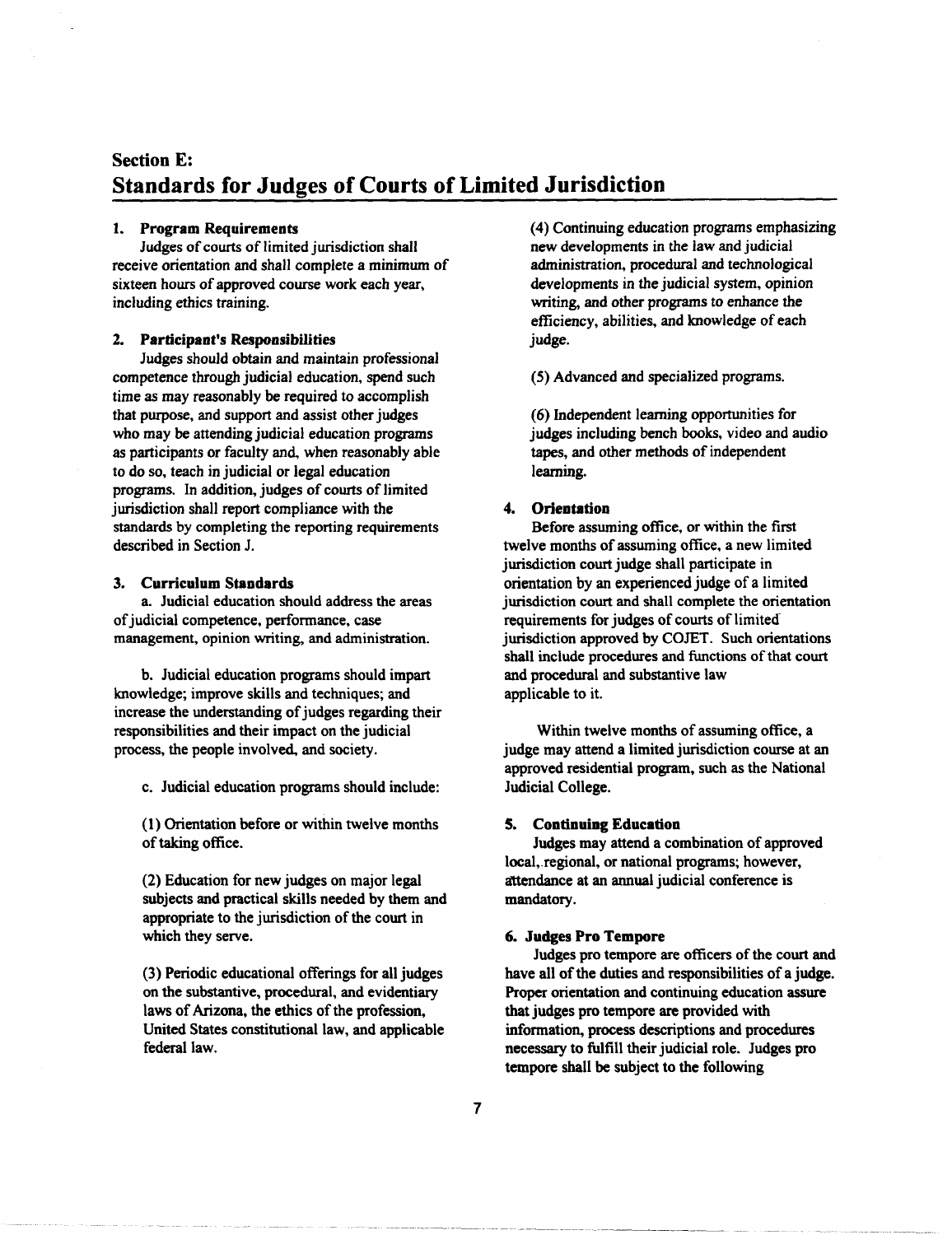## Section E:
# Standards for Judges of Courts of Limited Jurisdiction

### 1. Program Requirements

Judges of courts of limited jurisdiction shall receive orientation and shall complete a minimum of sixteen hours of approved course work each year, including ethics training.

### 2. Participant's Responsibilities

Judges should obtain and maintain professional competence through judicial education, spend such time as may reasonably be required to accomplish that purpose, and support and assist other judges who may be attending judicial education programs as participants or faculty and, when reasonably able to do so, teach in judicial or legal education programs. In addition, judges of courts of limited jurisdiction shall report compliance with the standards by completing the reporting requirements described in Section J.

### 3. Curriculum Standards

a. Judicial education should address the areas of judicial competence, performance, case management, opinion writing, and administration.

b. Judicial education programs should impart knowledge; improve skills and techniques; and increase the understanding of judges regarding their responsibilities and their impact on the judicial process, the people involved, and society.

c. Judicial education programs should include:

(1) Orientation before or within twelve months of taking office.

(2) Education for new judges on major legal subjects and practical skills needed by them and appropriate to the jurisdiction of the court in which they serve.

(3) Periodic educational offerings for all judges on the substantive, procedural, and evidentiary laws of Arizona, the ethics of the profession, United States constitutional law, and applicable federal law.

(4) Continuing education programs emphasizing new developments in the law and judicial administration, procedural and technological developments in the judicial system, opinion writing, and other programs to enhance the efficiency, abilities, and knowledge of each judge.

(5) Advanced and specialized programs.

(6) Independent learning opportunities for judges including bench books, video and audio tapes, and other methods of independent learning.

### 4. Orientation

Before assuming office, or within the first twelve months of assuming office, a new limited jurisdiction court judge shall participate in orientation by an experienced judge of a limited jurisdiction court and shall complete the orientation requirements for judges of courts of limited jurisdiction approved by COJET. Such orientations shall include procedures and functions of that court and procedural and substantive law applicable to it.

Within twelve months of assuming office, a judge may attend a limited jurisdiction course at an approved residential program, such as the National Judicial College.

### 5. Continuing Education

Judges may attend a combination of approved local, regional, or national programs; however, attendance at an annual judicial conference is mandatory.

### 6. Judges Pro Tempore

Judges pro tempore are officers of the court and have all of the duties and responsibilities of a judge. Proper orientation and continuing education assure that judges pro tempore are provided with information, process descriptions and procedures necessary to fulfill their judicial role. Judges pro tempore shall be subject to the following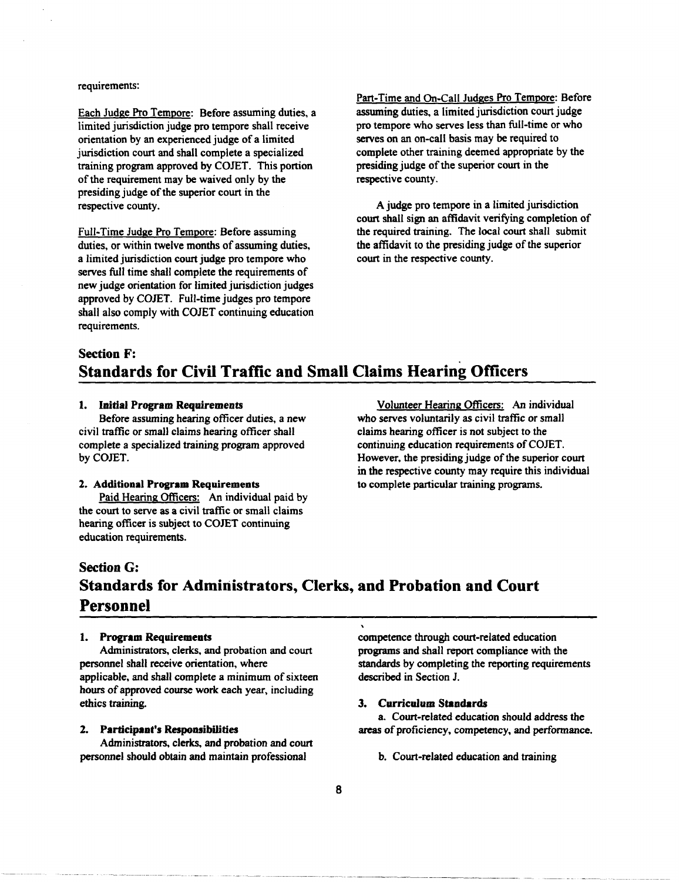requirements:

Each Judge Pro Tempore: Before assuming duties, a limited jurisdiction judge pro tempore shall receive orientation by an experienced judge of a limited jurisdiction court and shall complete a specialized training program approved by COJET. This portion of the requirement may be waived only by the presiding judge of the superior court in the respective county.

Full-Time Judge Pro Tempore: Before assuming duties, or within twelve months of assuming duties, a limited jurisdiction court judge pro tempore who serves full time shall complete the requirements of new judge orientation for limited jurisdiction judges approved by COJET. Full-time judges pro tempore shall also comply with COJET continuing education requirements.

Part-Time and On-Call Judges Pro Tempore: Before assuming duties, a limited jurisdiction court judge pro tempore who serves less than full-time or who serves on an on-call basis may be required to complete other training deemed appropriate by the presiding judge of the superior court in the respective county.

A judge pro tempore in a limited jurisdiction court shall sign an affidavit verifying completion of the required training. The local court shall submit the affidavit to the presiding judge of the superior court in the respective county.

## Section F: Standards for Civil Traffic and Small Claims Hearing Officers

**1. Initial Program Requirements**

Before assuming hearing officer duties, a new civil traffic or small claims hearing officer shall complete a specialized training program approved by COJET.

**2. Additional Program Requirements**

Paid Hearing Officers: An individual paid by the court to serve as a civil traffic or small claims hearing officer is subject to COJET continuing education requirements.

Volunteer Hearing Officers: An individual who serves voluntarily as civil traffic or small claims hearing officer is not subject to the continuing education requirements of COJET. However, the presiding judge of the superior court in the respective county may require this individual to complete particular training programs.

## Section G: Standards for Administrators, Clerks, and Probation and Court Personnel

**1. Program Requirements**

Administrators, clerks, and probation and court personnel shall receive orientation, where applicable, and shall complete a minimum of sixteen hours of approved course work each year, including ethics training.

**2. Participant's Responsibilities**

Administrators, clerks, and probation and court personnel should obtain and maintain professional competence through court-related education programs and shall report compliance with the standards by completing the reporting requirements described in Section J.

**3. Curriculum Standards**

a. Court-related education should address the areas of proficiency, competency, and performance.

b. Court-related education and training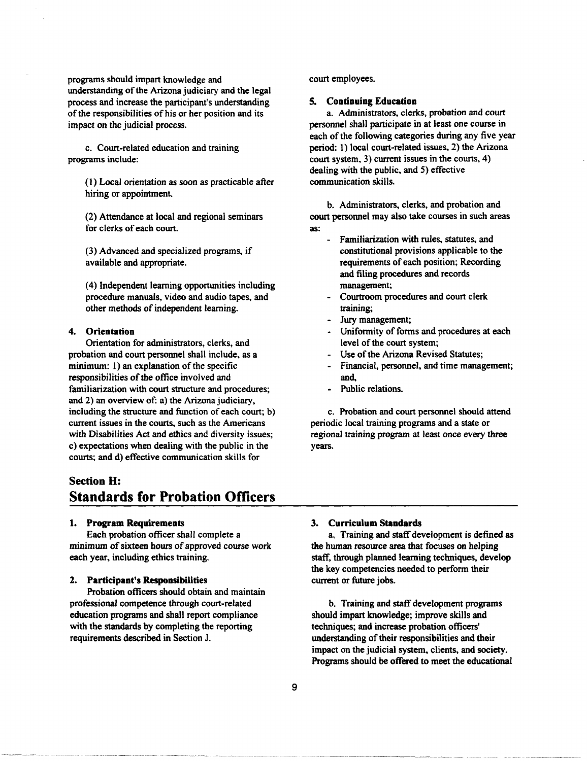programs should impart knowledge and understanding of the Arizona judiciary and the legal process and increase the participant's understanding of the responsibilities of his or her position and its impact on the judicial process.

c. Court-related education and training programs include:

(1) Local orientation as soon as practicable after hiring or appointment.

(2) Attendance at local and regional seminars for clerks of each court.

(3) Advanced and specialized programs, if available and appropriate.

(4) Independent learning opportunities including procedure manuals, video and audio tapes, and other methods of independent learning.

#### 4. Orientation

Orientation for administrators, clerks, and probation and court personnel shall include, as a minimum: 1) an explanation of the specific responsibilities of the office involved and familiarization with court structure and procedures; and 2) an overview of: a) the Arizona judiciary, including the structure and function of each court; b) current issues in the courts, such as the Americans with Disabilities Act and ethics and diversity issues; c) expectations when dealing with the public in the courts; and d) effective communication skills for court employees.

#### 5. Continuing Education

a. Administrators, clerks, probation and court personnel shall participate in at least one course in each of the following categories during any five year period: 1) local court-related issues, 2) the Arizona court system, 3) current issues in the courts, 4) dealing with the public, and 5) effective communication skills.

b. Administrators, clerks, and probation and court personnel may also take courses in such areas as:

- Familiarization with rules, statutes, and constitutional provisions applicable to the requirements of each position; Recording and filing procedures and records management;
- Courtroom procedures and court clerk training;
- Jury management;
- Uniformity of forms and procedures at each level of the court system;
- Use of the Arizona Revised Statutes;
- Financial, personnel, and time management; and,
- Public relations.

c. Probation and court personnel should attend periodic local training programs and a state or regional training program at least once every three years.

## Section H: Standards for Probation Officers

#### 1. Program Requirements

Each probation officer shall complete a minimum of sixteen hours of approved course work each year, including ethics training.

#### 2. Participant's Responsibilities

Probation officers should obtain and maintain professional competence through court-related education programs and shall report compliance with the standards by completing the reporting requirements described in Section J.

#### 3. Curriculum Standards

a. Training and staff development is defined as the human resource area that focuses on helping staff, through planned learning techniques, develop the key competencies needed to perform their current or future jobs.

b. Training and staff development programs should impart knowledge; improve skills and techniques; and increase probation officers' understanding of their responsibilities and their impact on the judicial system, clients, and society. Programs should be offered to meet the educational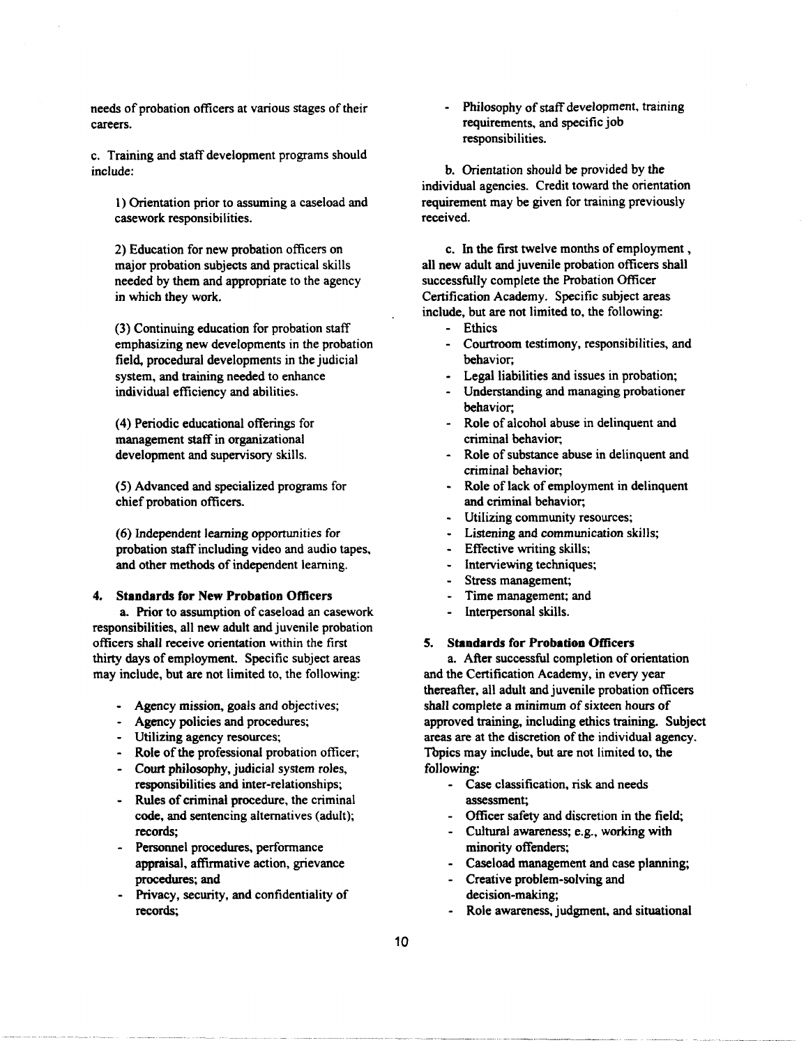needs of probation officers at various stages of their careers.

c. Training and staff development programs should include:

1) Orientation prior to assuming a caseload and casework responsibilities.

2) Education for new probation officers on major probation subjects and practical skills needed by them and appropriate to the agency in which they work.

(3) Continuing education for probation staff emphasizing new developments in the probation field, procedural developments in the judicial system, and training needed to enhance individual efficiency and abilities.

(4) Periodic educational offerings for management staff in organizational development and supervisory skills.

(5) Advanced and specialized programs for chief probation officers.

(6) Independent learning opportunities for probation staff including video and audio tapes, and other methods of independent learning.

**4. Standards for New Probation Officers**

a. Prior to assumption of caseload an casework responsibilities, all new adult and juvenile probation officers shall receive orientation within the first thirty days of employment. Specific subject areas may include, but are not limited to, the following:

- Agency mission, goals and objectives;
- Agency policies and procedures;
- Utilizing agency resources;
- Role of the professional probation officer;
- Court philosophy, judicial system roles, responsibilities and inter-relationships;
- Rules of criminal procedure, the criminal code, and sentencing alternatives (adult); records;
- Personnel procedures, performance appraisal, affirmative action, grievance procedures; and
- Privacy, security, and confidentiality of records;
- Philosophy of staff development, training requirements, and specific job responsibilities.

b. Orientation should be provided by the individual agencies. Credit toward the orientation requirement may be given for training previously received.

c. In the first twelve months of employment , all new adult and juvenile probation officers shall successfully complete the Probation Officer Certification Academy. Specific subject areas include, but are not limited to, the following:

- Ethics
- Courtroom testimony, responsibilities, and behavior;
- Legal liabilities and issues in probation;
- Understanding and managing probationer behavior;
- Role of alcohol abuse in delinquent and criminal behavior;
- Role of substance abuse in delinquent and criminal behavior;
- Role of lack of employment in delinquent and criminal behavior;
- Utilizing community resources;
- Listening and communication skills;
- Effective writing skills;
- Interviewing techniques;
- Stress management;
- Time management; and
- Interpersonal skills.

**5. Standards for Probation Officers**

a. After successful completion of orientation and the Certification Academy, in every year thereafter, all adult and juvenile probation officers shall complete a minimum of sixteen hours of approved training, including ethics training. Subject areas are at the discretion of the individual agency. Topics may include, but are not limited to, the following:

- Case classification, risk and needs assessment;
- Officer safety and discretion in the field;
- Cultural awareness; e.g., working with minority offenders;
- Caseload management and case planning;
- Creative problem-solving and decision-making;
- Role awareness, judgment, and situational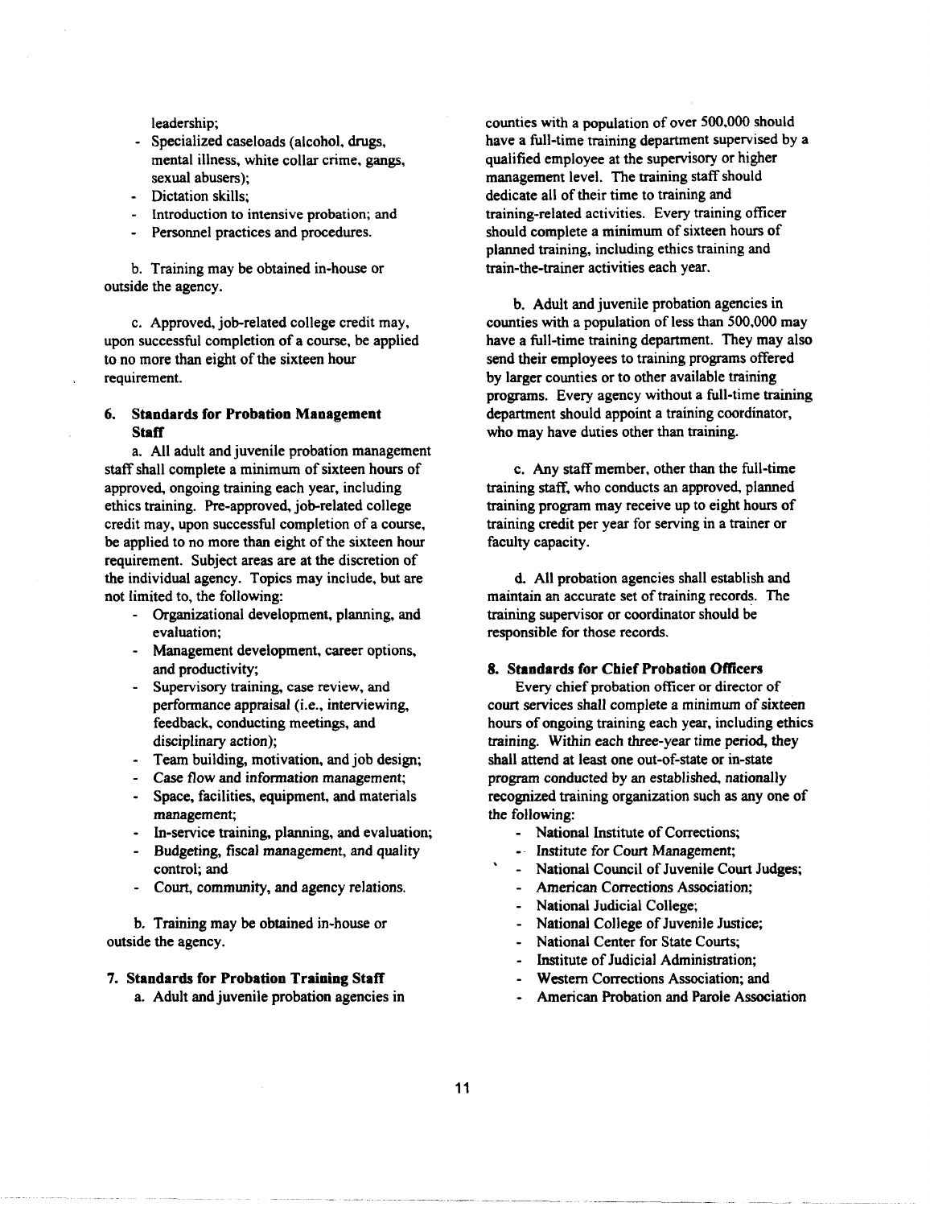leadership;
- Specialized caseloads (alcohol, drugs, mental illness, white collar crime, gangs, sexual abusers);
- Dictation skills;
- Introduction to intensive probation; and
- Personnel practices and procedures.

b. Training may be obtained in-house or outside the agency.

c. Approved, job-related college credit may, upon successful completion of a course, be applied to no more than eight of the sixteen hour requirement.

### 6. Standards for Probation Management Staff

a. All adult and juvenile probation management staff shall complete a minimum of sixteen hours of approved, ongoing training each year, including ethics training. Pre-approved, job-related college credit may, upon successful completion of a course, be applied to no more than eight of the sixteen hour requirement. Subject areas are at the discretion of the individual agency. Topics may include, but are not limited to, the following:

- Organizational development, planning, and evaluation;
- Management development, career options, and productivity;
- Supervisory training, case review, and performance appraisal (i.e., interviewing, feedback, conducting meetings, and disciplinary action);
- Team building, motivation, and job design;
- Case flow and information management;
- Space, facilities, equipment, and materials management;
- In-service training, planning, and evaluation;
- Budgeting, fiscal management, and quality control; and
- Court, community, and agency relations.

b. Training may be obtained in-house or outside the agency.

### 7. Standards for Probation Training Staff

a. Adult and juvenile probation agencies in counties with a population of over 500,000 should have a full-time training department supervised by a qualified employee at the supervisory or higher management level. The training staff should dedicate all of their time to training and training-related activities. Every training officer should complete a minimum of sixteen hours of planned training, including ethics training and train-the-trainer activities each year.

b. Adult and juvenile probation agencies in counties with a population of less than 500,000 may have a full-time training department. They may also send their employees to training programs offered by larger counties or to other available training programs. Every agency without a full-time training department should appoint a training coordinator, who may have duties other than training.

c. Any staff member, other than the full-time training staff, who conducts an approved, planned training program may receive up to eight hours of training credit per year for serving in a trainer or faculty capacity.

d. All probation agencies shall establish and maintain an accurate set of training records. The training supervisor or coordinator should be responsible for those records.

### 8. Standards for Chief Probation Officers

Every chief probation officer or director of court services shall complete a minimum of sixteen hours of ongoing training each year, including ethics training. Within each three-year time period, they shall attend at least one out-of-state or in-state program conducted by an established, nationally recognized training organization such as any one of the following:

- National Institute of Corrections;
- Institute for Court Management;
- National Council of Juvenile Court Judges;
- American Corrections Association;
- National Judicial College;
- National College of Juvenile Justice;
- National Center for State Courts;
- Institute of Judicial Administration;
- Western Corrections Association; and
- American Probation and Parole Association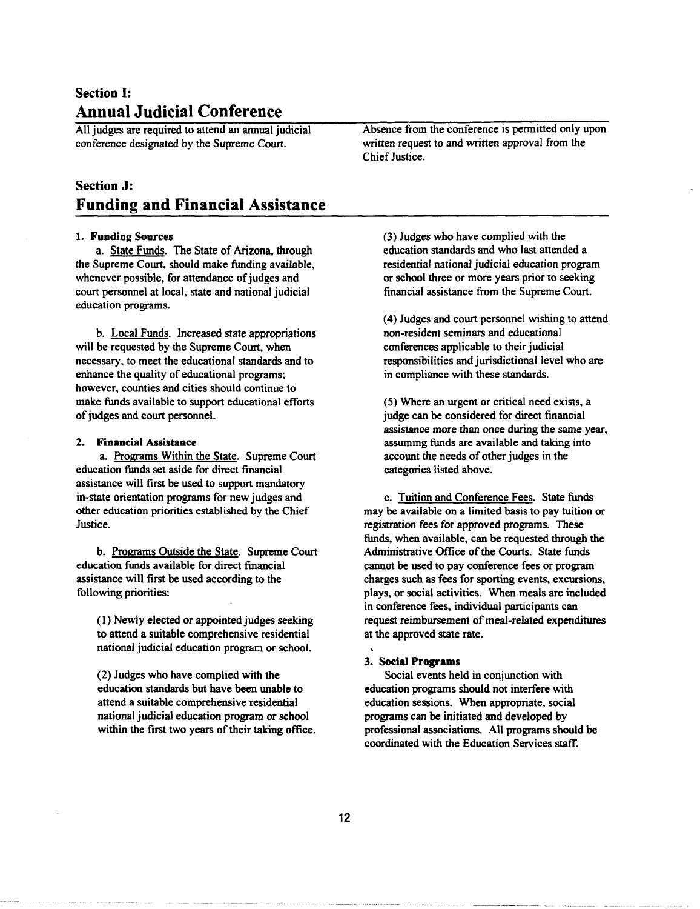## Section I: Annual Judicial Conference

All judges are required to attend an annual judicial conference designated by the Supreme Court. Absence from the conference is permitted only upon written request to and written approval from the Chief Justice.

## Section J: Funding and Financial Assistance

### 1. Funding Sources

a. State Funds. The State of Arizona, through the Supreme Court, should make funding available, whenever possible, for attendance of judges and court personnel at local, state and national judicial education programs.

b. Local Funds. Increased state appropriations will be requested by the Supreme Court, when necessary, to meet the educational standards and to enhance the quality of educational programs; however, counties and cities should continue to make funds available to support educational efforts of judges and court personnel.

### 2. Financial Assistance

a. Programs Within the State. Supreme Court education funds set aside for direct financial assistance will first be used to support mandatory in-state orientation programs for new judges and other education priorities established by the Chief Justice.

b. Programs Outside the State. Supreme Court education funds available for direct financial assistance will first be used according to the following priorities:

(1) Newly elected or appointed judges seeking to attend a suitable comprehensive residential national judicial education program or school.

(2) Judges who have complied with the education standards but have been unable to attend a suitable comprehensive residential national judicial education program or school within the first two years of their taking office.

(3) Judges who have complied with the education standards and who last attended a residential national judicial education program or school three or more years prior to seeking financial assistance from the Supreme Court.

(4) Judges and court personnel wishing to attend non-resident seminars and educational conferences applicable to their judicial responsibilities and jurisdictional level who are in compliance with these standards.

(5) Where an urgent or critical need exists, a judge can be considered for direct financial assistance more than once during the same year, assuming funds are available and taking into account the needs of other judges in the categories listed above.

c. Tuition and Conference Fees. State funds may be available on a limited basis to pay tuition or registration fees for approved programs. These funds, when available, can be requested through the Administrative Office of the Courts. State funds cannot be used to pay conference fees or program charges such as fees for sporting events, excursions, plays, or social activities. When meals are included in conference fees, individual participants can request reimbursement of meal-related expenditures at the approved state rate.

### 3. Social Programs

Social events held in conjunction with education programs should not interfere with education sessions. When appropriate, social programs can be initiated and developed by professional associations. All programs should be coordinated with the Education Services staff.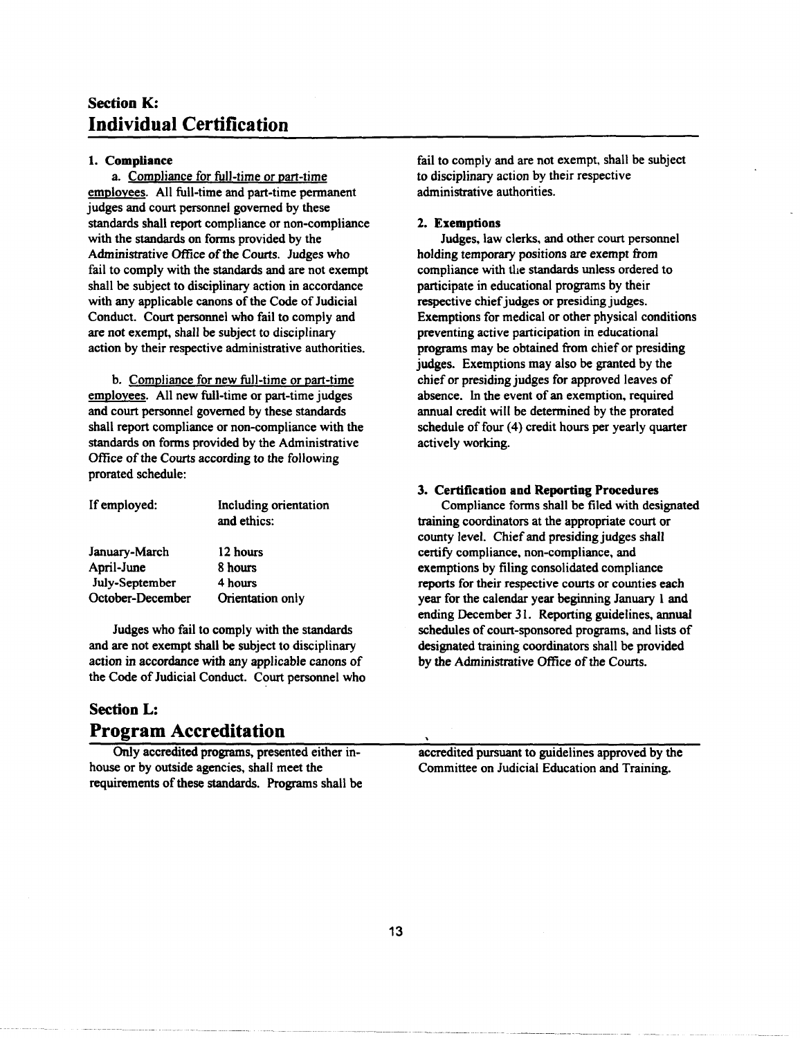## Section K:
# Individual Certification

### 1. Compliance

a. Compliance for full-time or part-time employees. All full-time and part-time permanent judges and court personnel governed by these standards shall report compliance or non-compliance with the standards on forms provided by the Administrative Office of the Courts. Judges who fail to comply with the standards and are not exempt shall be subject to disciplinary action in accordance with any applicable canons of the Code of Judicial Conduct. Court personnel who fail to comply and are not exempt, shall be subject to disciplinary action by their respective administrative authorities.

b. Compliance for new full-time or part-time employees. All new full-time or part-time judges and court personnel governed by these standards shall report compliance or non-compliance with the standards on forms provided by the Administrative Office of the Courts according to the following prorated schedule:

| If employed: | Including orientation and ethics: |
|---|---|
| January-March | 12 hours |
| April-June | 8 hours |
| July-September | 4 hours |
| October-December | Orientation only |

Judges who fail to comply with the standards and are not exempt shall be subject to disciplinary action in accordance with any applicable canons of the Code of Judicial Conduct. Court personnel who fail to comply and are not exempt, shall be subject to disciplinary action by their respective administrative authorities.

### 2. Exemptions

Judges, law clerks, and other court personnel holding temporary positions are exempt from compliance with the standards unless ordered to participate in educational programs by their respective chief judges or presiding judges. Exemptions for medical or other physical conditions preventing active participation in educational programs may be obtained from chief or presiding judges. Exemptions may also be granted by the chief or presiding judges for approved leaves of absence. In the event of an exemption, required annual credit will be determined by the prorated schedule of four (4) credit hours per yearly quarter actively working.

### 3. Certification and Reporting Procedures

Compliance forms shall be filed with designated training coordinators at the appropriate court or county level. Chief and presiding judges shall certify compliance, non-compliance, and exemptions by filing consolidated compliance reports for their respective courts or counties each year for the calendar year beginning January 1 and ending December 31. Reporting guidelines, annual schedules of court-sponsored programs, and lists of designated training coordinators shall be provided by the Administrative Office of the Courts.

## Section L:
# Program Accreditation

Only accredited programs, presented either in-house or by outside agencies, shall meet the requirements of these standards. Programs shall be accredited pursuant to guidelines approved by the Committee on Judicial Education and Training.